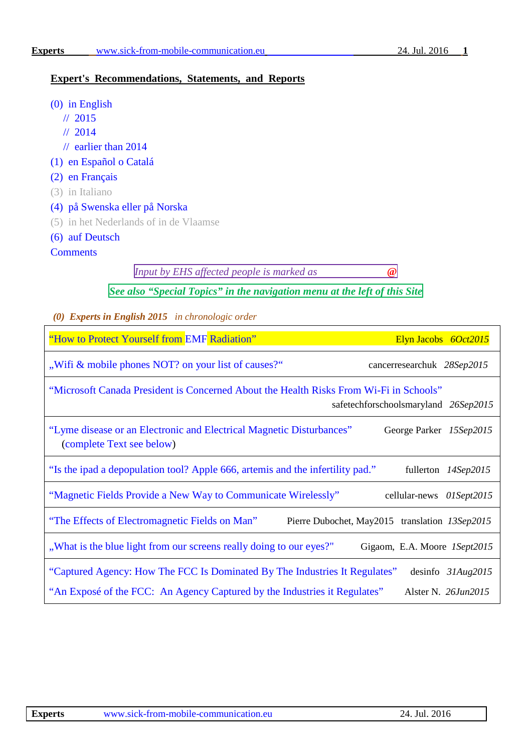## Expert's Recommendations, Statements, and Reports

- (0) in English
  - // 2015
  - // 2014
  - // earlier than 2014
- (1) en Español o Catalá
- (2) en Français
- (3) in Italiano
- (4) på Swenska eller på Norska
- (5) in het Nederlands of in de Vlaamse
- (6) auf Deutsch

Comments

*Input by EHS affected people is marked as* **@**

***See also "Special Topics" in the navigation menu at the left of this Site***

***(0) Experts in English 2015*** *in chronologic order*

| | |
|---|---|
| "How to Protect Yourself from EMF Radiation" | Elyn Jacobs *6Oct2015* |
| „Wifi & mobile phones NOT? on your list of causes?" | cancerresearchuk *28Sep2015* |
| "Microsoft Canada President is Concerned About the Health Risks From Wi-Fi in Schools" | safetechforschoolsmaryland *26Sep2015* |
| "Lyme disease or an Electronic and Electrical Magnetic Disturbances" (complete Text see below) | George Parker *15Sep2015* |
| "Is the ipad a depopulation tool? Apple 666, artemis and the infertility pad." | fullerton *14Sep2015* |
| "Magnetic Fields Provide a New Way to Communicate Wirelessly" | cellular-news *01Sept2015* |
| "The Effects of Electromagnetic Fields on Man" | Pierre Dubochet, May2015 translation *13Sep2015* |
| „What is the blue light from our screens really doing to our eyes?" | Gigaom, E.A. Moore *1Sept2015* |
| "Captured Agency: How The FCC Is Dominated By The Industries It Regulates" | desinfo *31Aug2015* |
| "An Exposé of the FCC: An Agency Captured by the Industries it Regulates" | Alster N. *26Jun2015* |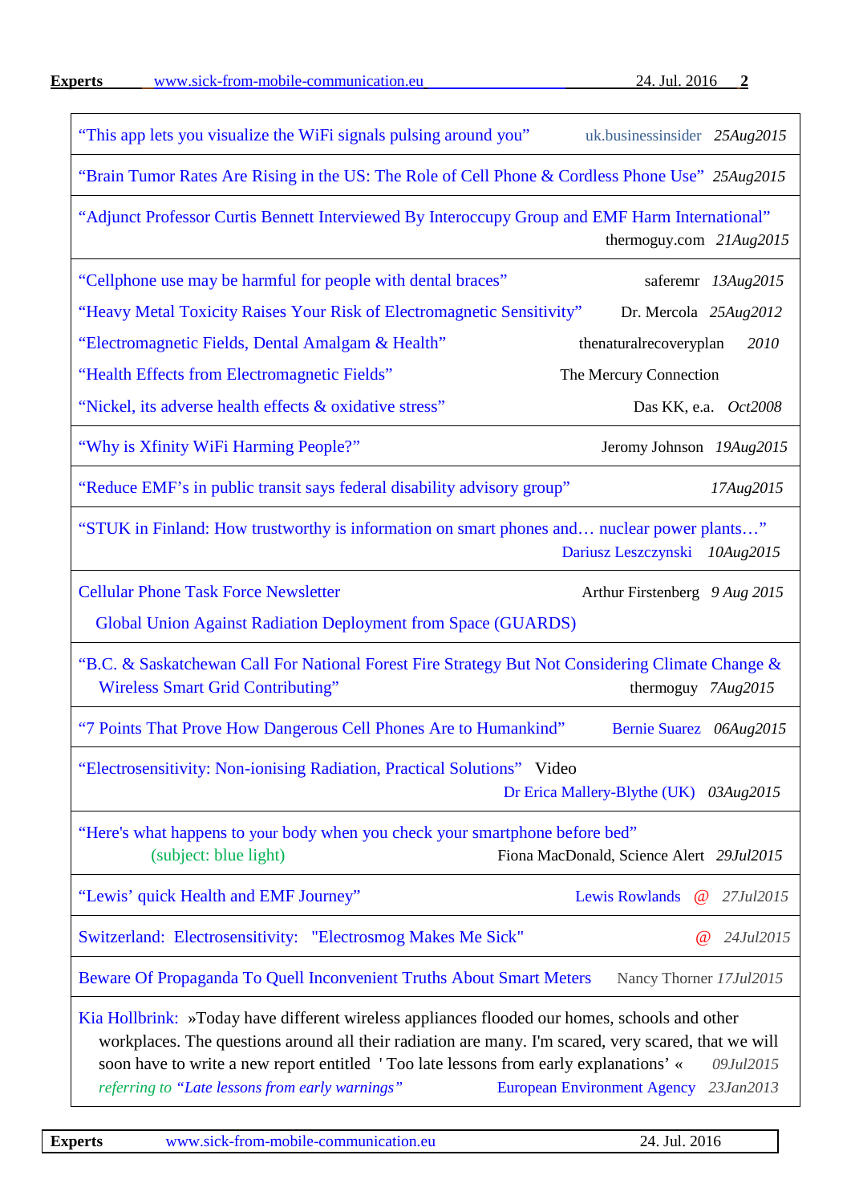| | | |
|---|---|---|
| "This app lets you visualize the WiFi signals pulsing around you" | uk.businessinsider | *25Aug2015* |
| "Brain Tumor Rates Are Rising in the US: The Role of Cell Phone & Cordless Phone Use" | | *25Aug2015* |
| "Adjunct Professor Curtis Bennett Interviewed By Interoccupy Group and EMF Harm International" | thermoguy.com | *21Aug2015* |
| "Cellphone use may be harmful for people with dental braces"<br>"Heavy Metal Toxicity Raises Your Risk of Electromagnetic Sensitivity"<br>"Electromagnetic Fields, Dental Amalgam & Health"<br>"Health Effects from Electromagnetic Fields"<br>"Nickel, its adverse health effects & oxidative stress" | saferemr<br>Dr. Mercola<br>thenaturalrecoveryplan<br>The Mercury Connection<br>Das KK, e.a. | *13Aug2015*<br>*25Aug2012*<br>*2010*<br><br>*Oct2008* |
| "Why is Xfinity WiFi Harming People?" | Jeromy Johnson | *19Aug2015* |
| "Reduce EMF's in public transit says federal disability advisory group" | | *17Aug2015* |
| "STUK in Finland: How trustworthy is information on smart phones and… nuclear power plants…" | Dariusz Leszczynski | *10Aug2015* |
| Cellular Phone Task Force Newsletter<br>Global Union Against Radiation Deployment from Space (GUARDS) | Arthur Firstenberg | *9 Aug 2015* |
| "B.C. & Saskatchewan Call For National Forest Fire Strategy But Not Considering Climate Change & Wireless Smart Grid Contributing" | thermoguy | *7Aug2015* |
| "7 Points That Prove How Dangerous Cell Phones Are to Humankind" | Bernie Suarez | *06Aug2015* |
| "Electrosensitivity: Non-ionising Radiation, Practical Solutions" Video | Dr Erica Mallery-Blythe (UK) | *03Aug2015* |
| "Here's what happens to your body when you check your smartphone before bed"<br>(subject: blue light) | Fiona MacDonald, Science Alert | *29Jul2015* |
| "Lewis' quick Health and EMF Journey" | Lewis Rowlands @ | *27Jul2015* |
| Switzerland: Electrosensitivity: "Electrosmog Makes Me Sick" | @ | *24Jul2015* |
| Beware Of Propaganda To Quell Inconvenient Truths About Smart Meters | Nancy Thorner | *17Jul2015* |
| Kia Hollbrink: »Today have different wireless appliances flooded our homes, schools and other workplaces. The questions around all their radiation are many. I'm scared, very scared, that we will soon have to write a new report entitled 'Too late lessons from early explanations' «<br>*referring to "Late lessons from early warnings"* | <br><br><br>European Environment Agency | *09Jul2015*<br>*23Jan2013* |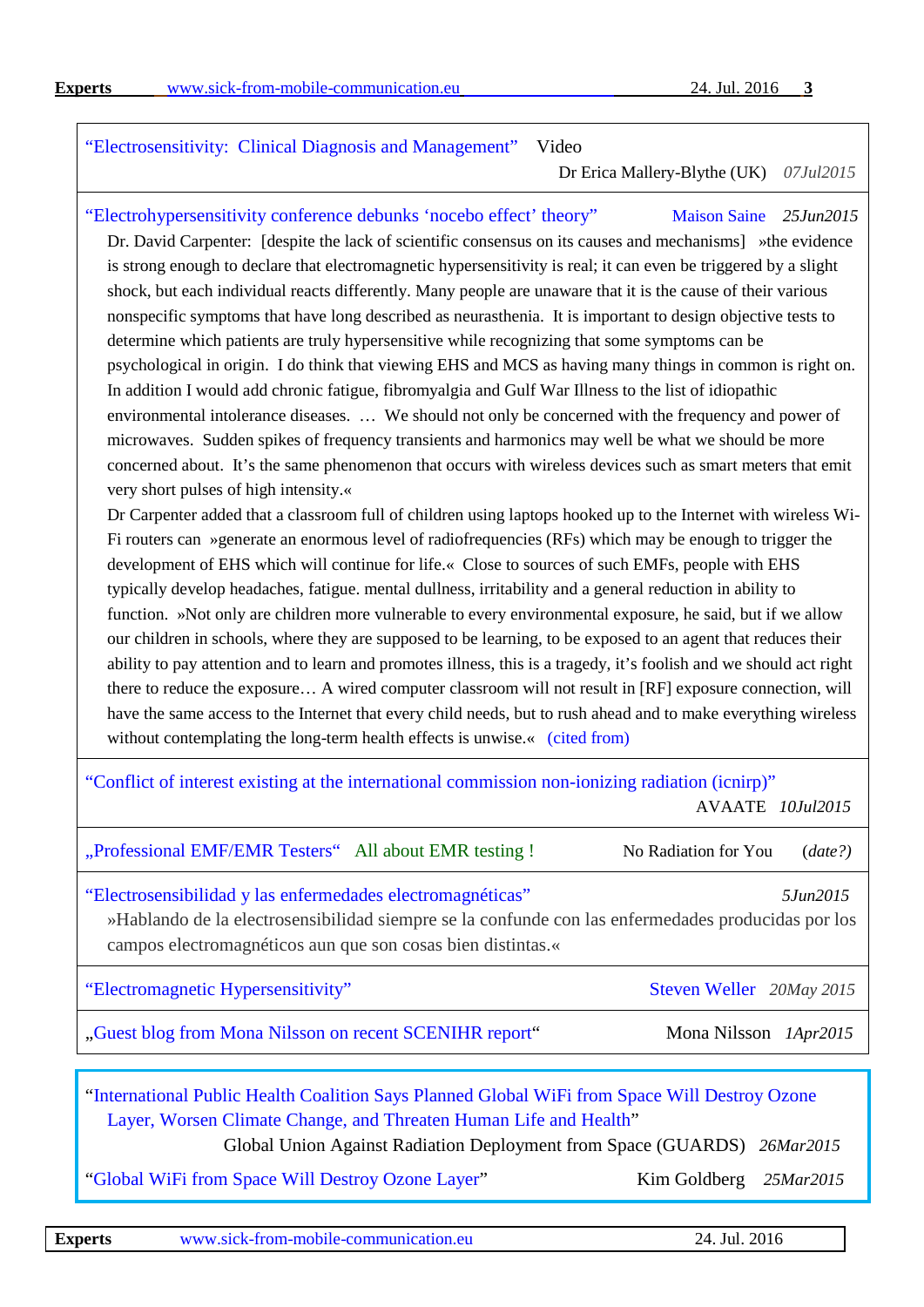“Electrosensitivity: Clinical Diagnosis and Management” Video
Dr Erica Mallery-Blythe (UK) *07Jul2015*

---

“Electrohypersensitivity conference debunks ‘nocebo effect’ theory” Maison Saine *25Jun2015*

Dr. David Carpenter: [despite the lack of scientific consensus on its causes and mechanisms] »the evidence is strong enough to declare that electromagnetic hypersensitivity is real; it can even be triggered by a slight shock, but each individual reacts differently. Many people are unaware that it is the cause of their various nonspecific symptoms that have long described as neurasthenia. It is important to design objective tests to determine which patients are truly hypersensitive while recognizing that some symptoms can be psychological in origin. I do think that viewing EHS and MCS as having many things in common is right on. In addition I would add chronic fatigue, fibromyalgia and Gulf War Illness to the list of idiopathic environmental intolerance diseases. … We should not only be concerned with the frequency and power of microwaves. Sudden spikes of frequency transients and harmonics may well be what we should be more concerned about. It’s the same phenomenon that occurs with wireless devices such as smart meters that emit very short pulses of high intensity.«

Dr Carpenter added that a classroom full of children using laptops hooked up to the Internet with wireless Wi-Fi routers can »generate an enormous level of radiofrequencies (RFs) which may be enough to trigger the development of EHS which will continue for life.« Close to sources of such EMFs, people with EHS typically develop headaches, fatigue. mental dullness, irritability and a general reduction in ability to function. »Not only are children more vulnerable to every environmental exposure, he said, but if we allow our children in schools, where they are supposed to be learning, to be exposed to an agent that reduces their ability to pay attention and to learn and promotes illness, this is a tragedy, it’s foolish and we should act right there to reduce the exposure… A wired computer classroom will not result in [RF] exposure connection, will have the same access to the Internet that every child needs, but to rush ahead and to make everything wireless without contemplating the long-term health effects is unwise.« (cited from)

---

“Conflict of interest existing at the international commission non-ionizing radiation (icnirp)”
AVAATE *10Jul2015*

---

„Professional EMF/EMR Testers“ All about EMR testing ! No Radiation for You *(date?)*

---

“Electrosensibilidad y las enfermedades electromagnéticas” *5Jun2015*

»Hablando de la electrosensibilidad siempre se la confunde con las enfermedades producidas por los campos electromagnéticos aun que son cosas bien distintas.«

---

“Electromagnetic Hypersensitivity” Steven Weller *20May 2015*

---

„Guest blog from Mona Nilsson on recent SCENIHR report“ Mona Nilsson *1Apr2015*

---

“International Public Health Coalition Says Planned Global WiFi from Space Will Destroy Ozone Layer, Worsen Climate Change, and Threaten Human Life and Health”
Global Union Against Radiation Deployment from Space (GUARDS) *26Mar2015*

“Global WiFi from Space Will Destroy Ozone Layer” Kim Goldberg *25Mar2015*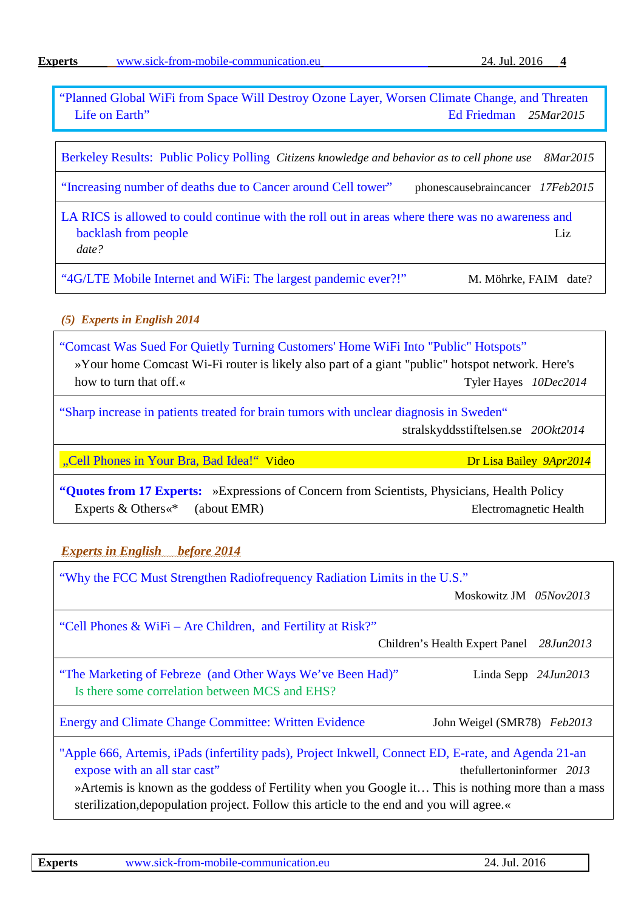| |
|---|
| "Planned Global WiFi from Space Will Destroy Ozone Layer, Worsen Climate Change, and Threaten Life on Earth" Ed Friedman *25Mar2015* |

| |
|---|
| Berkeley Results: Public Policy Polling *Citizens knowledge and behavior as to cell phone use* *8Mar2015* |
| "Increasing number of deaths due to Cancer around Cell tower" phonescausebraincancer *17Feb2015* |
| LA RICS is allowed to could continue with the roll out in areas where there was no awareness and backlash from people Liz *date?* |
| "4G/LTE Mobile Internet and WiFi: The largest pandemic ever?!" M. Möhrke, FAIM date? |

### *(5) Experts in English 2014*

| |
|---|
| "Comcast Was Sued For Quietly Turning Customers' Home WiFi Into "Public" Hotspots" »Your home Comcast Wi-Fi router is likely also part of a giant "public" hotspot network. Here's how to turn that off.« Tyler Hayes *10Dec2014* |
| "Sharp increase in patients treated for brain tumors with unclear diagnosis in Sweden" stralskyddsstiftelsen.se *20Okt2014* |
| „Cell Phones in Your Bra, Bad Idea!" Video Dr Lisa Bailey *9Apr2014* |
| **"Quotes from 17 Experts:** »Expressions of Concern from Scientists, Physicians, Health Policy Experts & Others«* (about EMR) Electromagnetic Health |

### *Experts in English before 2014*

| |
|---|
| "Why the FCC Must Strengthen Radiofrequency Radiation Limits in the U.S." Moskowitz JM *05Nov2013* |
| "Cell Phones & WiFi – Are Children, and Fertility at Risk?" Children's Health Expert Panel *28Jun2013* |
| "The Marketing of Febreze (and Other Ways We've Been Had)" Linda Sepp *24Jun2013* Is there some correlation between MCS and EHS? |
| Energy and Climate Change Committee: Written Evidence John Weigel (SMR78) *Feb2013* |
| "Apple 666, Artemis, iPads (infertility pads), Project Inkwell, Connect ED, E-rate, and Agenda 21-an expose with an all star cast" thefullertoninformer *2013* »Artemis is known as the goddess of Fertility when you Google it… This is nothing more than a mass sterilization,depopulation project. Follow this article to the end and you will agree.« |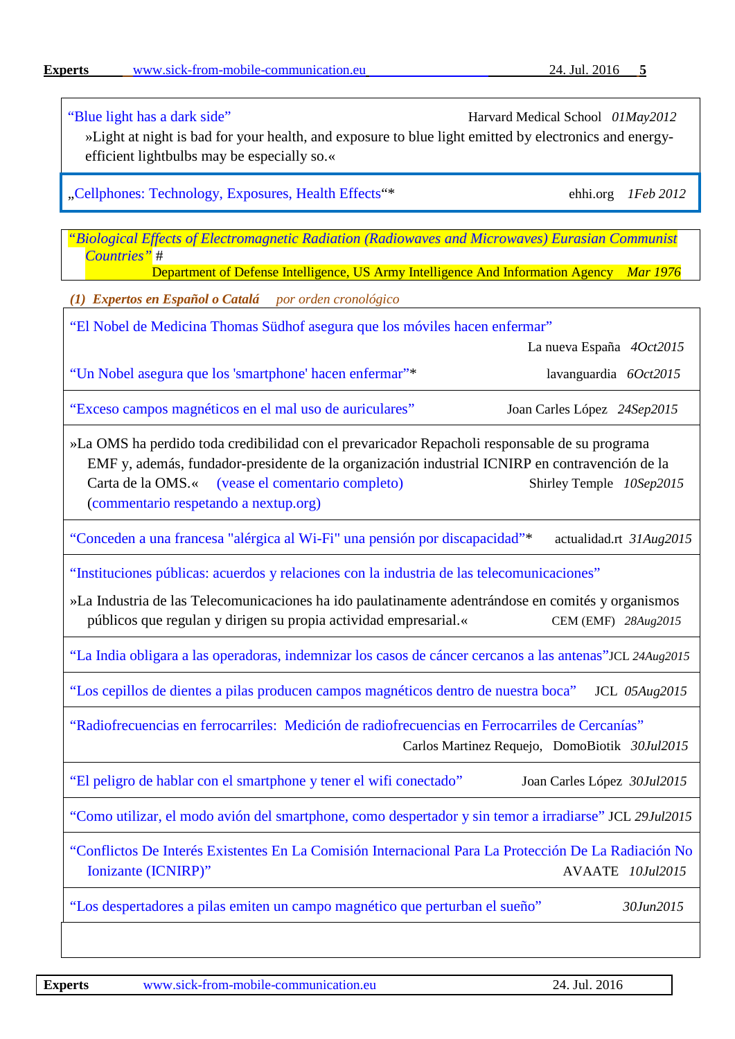"Blue light has a dark side" Harvard Medical School *01May2012*

»Light at night is bad for your health, and exposure to blue light emitted by electronics and energy-efficient lightbulbs may be especially so.«

„Cellphones: Technology, Exposures, Health Effects"* ehhi.org *1Feb 2012*

*"Biological Effects of Electromagnetic Radiation (Radiowaves and Microwaves) Eurasian Communist Countries"* #
Department of Defense Intelligence, US Army Intelligence And Information Agency *Mar 1976*

***(1) Expertos en Español o Catalá*** *por orden cronológico*

"El Nobel de Medicina Thomas Südhof asegura que los móviles hacen enfermar"
La nueva España *4Oct2015*

"Un Nobel asegura que los 'smartphone' hacen enfermar"* lavanguardia *6Oct2015*

"Exceso campos magnéticos en el mal uso de auriculares" Joan Carles López *24Sep2015*

»La OMS ha perdido toda credibilidad con el prevaricador Repacholi responsable de su programa EMF y, además, fundador-presidente de la organización industrial ICNIRP en contravención de la Carta de la OMS.« (vease el comentario completo) Shirley Temple *10Sep2015*
(commentario respetando a nextup.org)

"Conceden a una francesa "alérgica al Wi-Fi" una pensión por discapacidad"* actualidad.rt *31Aug2015*

"Instituciones públicas: acuerdos y relaciones con la industria de las telecomunicaciones"

»La Industria de las Telecomunicaciones ha ido paulatinamente adentrándose en comités y organismos públicos que regulan y dirigen su propia actividad empresarial.« CEM (EMF) *28Aug2015*

"La India obligara a las operadoras, indemnizar los casos de cáncer cercanos a las antenas" JCL *24Aug2015*

"Los cepillos de dientes a pilas producen campos magnéticos dentro de nuestra boca" JCL *05Aug2015*

"Radiofrecuencias en ferrocarriles: Medición de radiofrecuencias en Ferrocarriles de Cercanías"
Carlos Martinez Requejo, DomoBiotik *30Jul2015*

"El peligro de hablar con el smartphone y tener el wifi conectado" Joan Carles López *30Jul2015*

"Como utilizar, el modo avión del smartphone, como despertador y sin temor a irradiarse" JCL *29Jul2015*

"Conflictos De Interés Existentes En La Comisión Internacional Para La Protección De La Radiación No Ionizante (ICNIRP)" AVAATE *10Jul2015*

"Los despertadores a pilas emiten un campo magnético que perturban el sueño" *30Jun2015*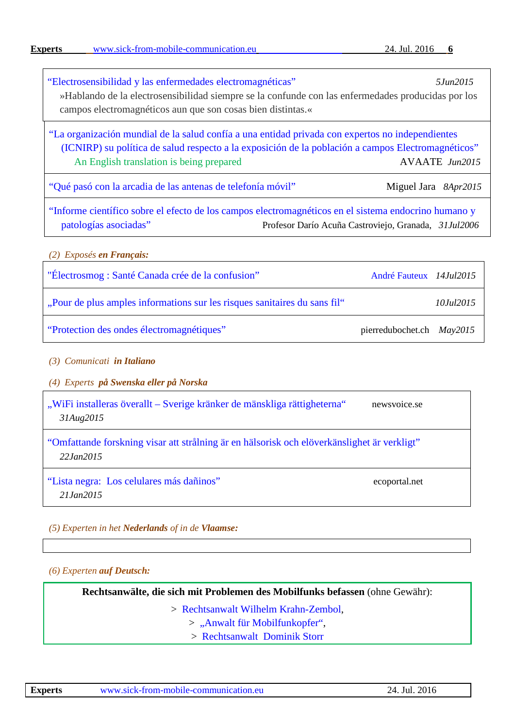| | |
|---|---|
| "Electrosensibilidad y las enfermedades electromagnéticas" *5Jun2015* »Hablando de la electrosensibilidad siempre se la confunde con las enfermedades producidas por los campos electromagnéticos aun que son cosas bien distintas.« | |
| "La organización mundial de la salud confía a una entidad privada con expertos no independientes (ICNIRP) su política de salud respecto a la exposición de la población a campos Electromagnéticos" An English translation is being prepared | AVAATE *Jun2015* |
| "Qué pasó con la arcadia de las antenas de telefonía móvil" | Miguel Jara *8Apr2015* |
| "Informe científico sobre el efecto de los campos electromagnéticos en el sistema endocrino humano y patologías asociadas" | Profesor Darío Acuña Castroviejo, Granada, *31Jul2006* |

*(2) Exposés* ***en Français:***

| | |
|---|---|
| "Électrosmog : Santé Canada crée de la confusion" | André Fauteux *14Jul2015* |
| „Pour de plus amples informations sur les risques sanitaires du sans fil" | *10Jul2015* |
| "Protection des ondes électromagnétiques" | pierredubochet.ch *May2015* |

*(3) Comunicati* ***in Italiano***

*(4) Experts* ***på Swenska eller på Norska***

| | |
|---|---|
| „WiFi installeras överallt – Sverige kränker de mänskliga rättigheterna" *31Aug2015* | newsvoice.se |
| "Omfattande forskning visar att strålning är en hälsorisk och elöverkänslighet är verkligt" *22Jan2015* | |
| "Lista negra: Los celulares más dañinos" *21Jan2015* | ecoportal.net |

*(5) Experten in het* ***Nederlands*** *of in de* ***Vlaamse:***

*(6) Experten* ***auf Deutsch:***

**Rechtsanwälte, die sich mit Problemen des Mobilfunks befassen** (ohne Gewähr):

> Rechtsanwalt Wilhelm Krahn-Zembol,
> „Anwalt für Mobilfunkopfer",
> Rechtsanwalt Dominik Storr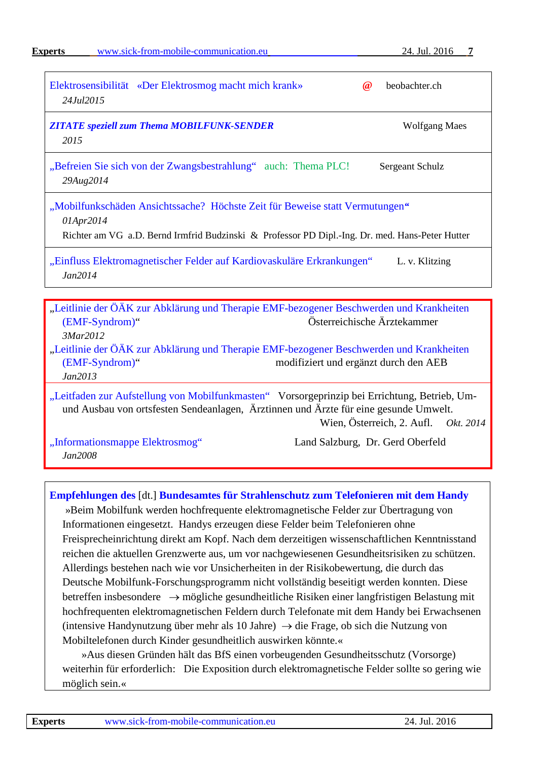Elektrosensibilität «Der Elektrosmog macht mich krank» @ beobachter.ch
*24Jul2015*

***ZITATE speziell zum Thema MOBILFUNK-SENDER*** Wolfgang Maes
*2015*

„Befreien Sie sich von der Zwangsbestrahlung“ auch: Thema PLC! Sergeant Schulz
*29Aug2014*

„Mobilfunkschäden Ansichtssache? Höchste Zeit für Beweise statt Vermutungen“
*01Apr2014*
Richter am VG a.D. Bernd Irmfrid Budzinski & Professor PD Dipl.-Ing. Dr. med. Hans-Peter Hutter

„Einfluss Elektromagnetischer Felder auf Kardiovaskuläre Erkrankungen“ L. v. Klitzing
*Jan2014*

„Leitlinie der ÖÄK zur Abklärung und Therapie EMF-bezogener Beschwerden und Krankheiten (EMF-Syndrom)“ Österreichische Ärztekammer
*3Mar2012*
„Leitlinie der ÖÄK zur Abklärung und Therapie EMF-bezogener Beschwerden und Krankheiten (EMF-Syndrom)“ modifiziert und ergänzt durch den AEB
*Jan2013*

„Leitfaden zur Aufstellung von Mobilfunkmasten“ Vorsorgeprinzip bei Errichtung, Betrieb, Um- und Ausbau von ortsfesten Sendeanlagen, Ärztinnen und Ärzte für eine gesunde Umwelt. Wien, Österreich, 2. Aufl. *Okt. 2014*

„Informationsmappe Elektrosmog“ Land Salzburg, Dr. Gerd Oberfeld
*Jan2008*

**Empfehlungen des** [dt.] **Bundesamtes für Strahlenschutz zum Telefonieren mit dem Handy**

»Beim Mobilfunk werden hochfrequente elektromagnetische Felder zur Übertragung von Informationen eingesetzt. Handys erzeugen diese Felder beim Telefonieren ohne Freisprecheinrichtung direkt am Kopf. Nach dem derzeitigen wissenschaftlichen Kenntnisstand reichen die aktuellen Grenzwerte aus, um vor nachgewiesenen Gesundheitsrisiken zu schützen. Allerdings bestehen nach wie vor Unsicherheiten in der Risikobewertung, die durch das Deutsche Mobilfunk-Forschungsprogramm nicht vollständig beseitigt werden konnten. Diese betreffen insbesondere → mögliche gesundheitliche Risiken einer langfristigen Belastung mit hochfrequenten elektromagnetischen Feldern durch Telefonate mit dem Handy bei Erwachsenen (intensive Handynutzung über mehr als 10 Jahre) → die Frage, ob sich die Nutzung von Mobiltelefonen durch Kinder gesundheitlich auswirken könnte.«

»Aus diesen Gründen hält das BfS einen vorbeugenden Gesundheitsschutz (Vorsorge) weiterhin für erforderlich: Die Exposition durch elektromagnetische Felder sollte so gering wie möglich sein.«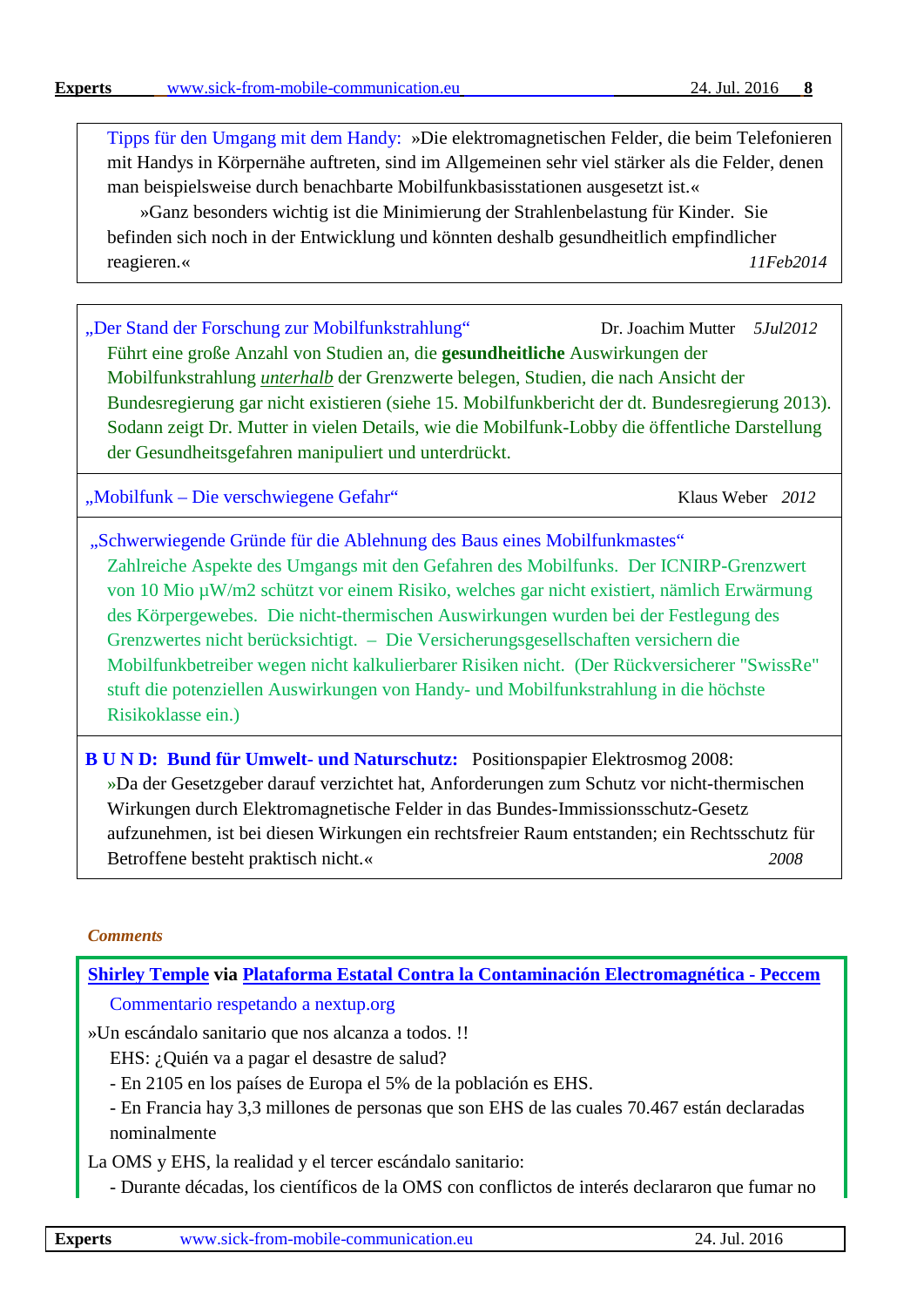Tipps für den Umgang mit dem Handy: »Die elektromagnetischen Felder, die beim Telefonieren mit Handys in Körpernähe auftreten, sind im Allgemeinen sehr viel stärker als die Felder, denen man beispielsweise durch benachbarte Mobilfunkbasisstationen ausgesetzt ist.«

»Ganz besonders wichtig ist die Minimierung der Strahlenbelastung für Kinder. Sie befinden sich noch in der Entwicklung und könnten deshalb gesundheitlich empfindlicher reagieren.« *11Feb2014*

---

„Der Stand der Forschung zur Mobilfunkstrahlung“ Dr. Joachim Mutter *5Jul2012*

Führt eine große Anzahl von Studien an, die **gesundheitliche** Auswirkungen der Mobilfunkstrahlung *unterhalb* der Grenzwerte belegen, Studien, die nach Ansicht der Bundesregierung gar nicht existieren (siehe 15. Mobilfunkbericht der dt. Bundesregierung 2013). Sodann zeigt Dr. Mutter in vielen Details, wie die Mobilfunk-Lobby die öffentliche Darstellung der Gesundheitsgefahren manipuliert und unterdrückt.

---

„Mobilfunk – Die verschwiegene Gefahr“ Klaus Weber *2012*

---

„Schwerwiegende Gründe für die Ablehnung des Baus eines Mobilfunkmastes“

Zahlreiche Aspekte des Umgangs mit den Gefahren des Mobilfunks. Der ICNIRP-Grenzwert von 10 Mio µW/m2 schützt vor einem Risiko, welches gar nicht existiert, nämlich Erwärmung des Körpergewebes. Die nicht-thermischen Auswirkungen wurden bei der Festlegung des Grenzwertes nicht berücksichtigt. – Die Versicherungsgesellschaften versichern die Mobilfunkbetreiber wegen nicht kalkulierbarer Risiken nicht. (Der Rückversicherer "SwissRe" stuft die potenziellen Auswirkungen von Handy- und Mobilfunkstrahlung in die höchste Risikoklasse ein.)

---

**B U N D: Bund für Umwelt- und Naturschutz:** Positionspapier Elektrosmog 2008:

»Da der Gesetzgeber darauf verzichtet hat, Anforderungen zum Schutz vor nicht-thermischen Wirkungen durch Elektromagnetische Felder in das Bundes-Immissionsschutz-Gesetz aufzunehmen, ist bei diesen Wirkungen ein rechtsfreier Raum entstanden; ein Rechtsschutz für Betroffene besteht praktisch nicht.« *2008*

---

***Comments***

**Shirley Temple via Plataforma Estatal Contra la Contaminación Electromagnética - Peccem**

Commentario respetando a nextup.org

»Un escándalo sanitario que nos alcanza a todos. !!

EHS: ¿Quién va a pagar el desastre de salud?

- En 2105 en los países de Europa el 5% de la población es EHS.
- En Francia hay 3,3 millones de personas que son EHS de las cuales 70.467 están declaradas nominalmente

La OMS y EHS, la realidad y el tercer escándalo sanitario:

- Durante décadas, los científicos de la OMS con conflictos de interés declararon que fumar no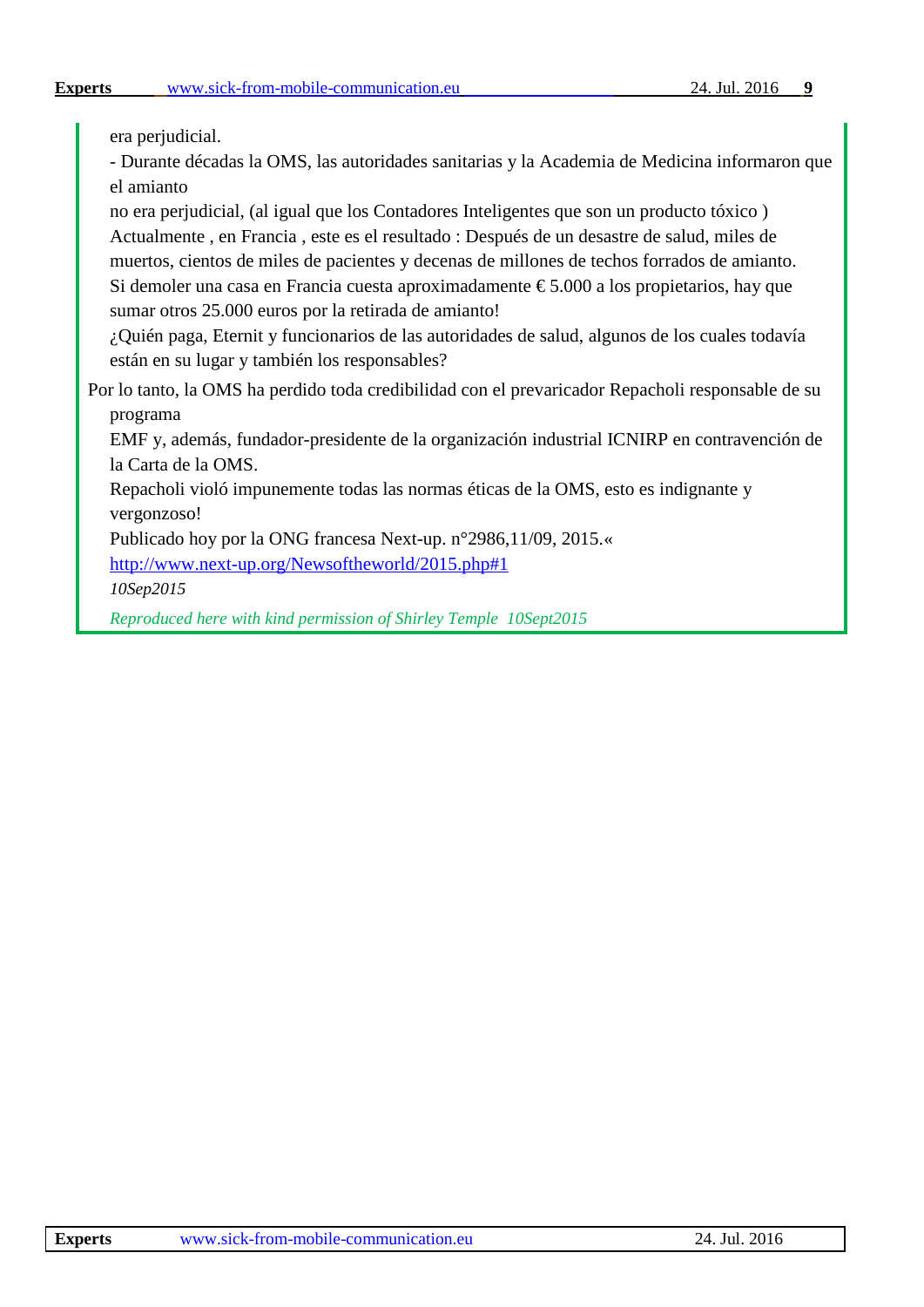era perjudicial.

- Durante décadas la OMS, las autoridades sanitarias y la Academia de Medicina informaron que el amianto
no era perjudicial, (al igual que los Contadores Inteligentes que son un producto tóxico )
Actualmente , en Francia , este es el resultado : Después de un desastre de salud, miles de muertos, cientos de miles de pacientes y decenas de millones de techos forrados de amianto.
Si demoler una casa en Francia cuesta aproximadamente € 5.000 a los propietarios, hay que sumar otros 25.000 euros por la retirada de amianto!
¿Quién paga, Eternit y funcionarios de las autoridades de salud, algunos de los cuales todavía están en su lugar y también los responsables?

Por lo tanto, la OMS ha perdido toda credibilidad con el prevaricador Repacholi responsable de su programa
EMF y, además, fundador-presidente de la organización industrial ICNIRP en contravención de la Carta de la OMS.
Repacholi violó impunemente todas las normas éticas de la OMS, esto es indignante y vergonzoso!
Publicado hoy por la ONG francesa Next-up. n°2986,11/09, 2015.«
http://www.next-up.org/Newsoftheworld/2015.php#1
*10Sep2015*

*Reproduced here with kind permission of Shirley Temple 10Sept2015*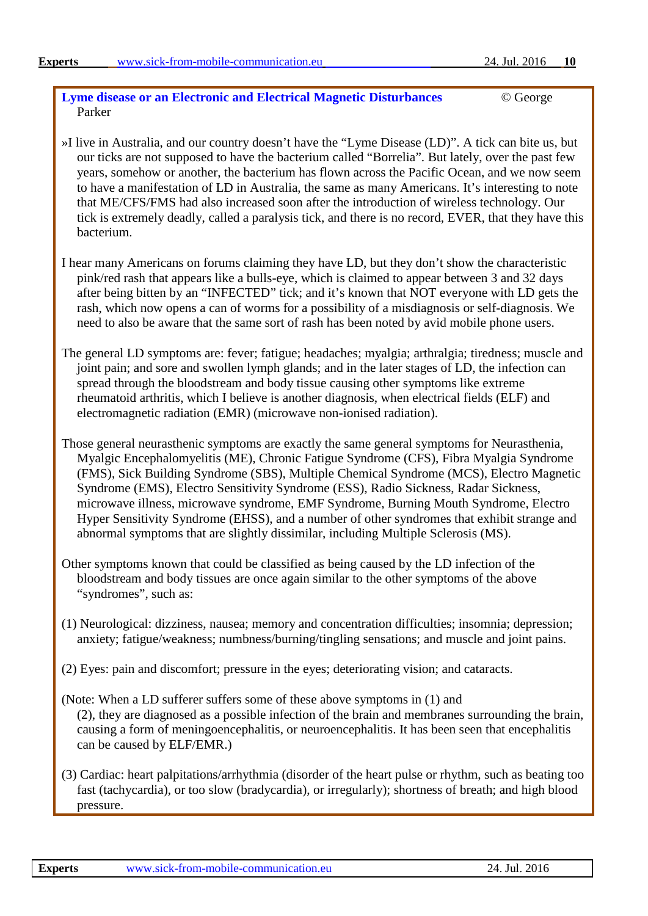**Lyme disease or an Electronic and Electrical Magnetic Disturbances** © George Parker

»I live in Australia, and our country doesn't have the "Lyme Disease (LD)". A tick can bite us, but our ticks are not supposed to have the bacterium called "Borrelia". But lately, over the past few years, somehow or another, the bacterium has flown across the Pacific Ocean, and we now seem to have a manifestation of LD in Australia, the same as many Americans. It's interesting to note that ME/CFS/FMS had also increased soon after the introduction of wireless technology. Our tick is extremely deadly, called a paralysis tick, and there is no record, EVER, that they have this bacterium.

I hear many Americans on forums claiming they have LD, but they don't show the characteristic pink/red rash that appears like a bulls-eye, which is claimed to appear between 3 and 32 days after being bitten by an "INFECTED" tick; and it's known that NOT everyone with LD gets the rash, which now opens a can of worms for a possibility of a misdiagnosis or self-diagnosis. We need to also be aware that the same sort of rash has been noted by avid mobile phone users.

The general LD symptoms are: fever; fatigue; headaches; myalgia; arthralgia; tiredness; muscle and joint pain; and sore and swollen lymph glands; and in the later stages of LD, the infection can spread through the bloodstream and body tissue causing other symptoms like extreme rheumatoid arthritis, which I believe is another diagnosis, when electrical fields (ELF) and electromagnetic radiation (EMR) (microwave non-ionised radiation).

Those general neurasthenic symptoms are exactly the same general symptoms for Neurasthenia, Myalgic Encephalomyelitis (ME), Chronic Fatigue Syndrome (CFS), Fibra Myalgia Syndrome (FMS), Sick Building Syndrome (SBS), Multiple Chemical Syndrome (MCS), Electro Magnetic Syndrome (EMS), Electro Sensitivity Syndrome (ESS), Radio Sickness, Radar Sickness, microwave illness, microwave syndrome, EMF Syndrome, Burning Mouth Syndrome, Electro Hyper Sensitivity Syndrome (EHSS), and a number of other syndromes that exhibit strange and abnormal symptoms that are slightly dissimilar, including Multiple Sclerosis (MS).

Other symptoms known that could be classified as being caused by the LD infection of the bloodstream and body tissues are once again similar to the other symptoms of the above "syndromes", such as:

(1) Neurological: dizziness, nausea; memory and concentration difficulties; insomnia; depression; anxiety; fatigue/weakness; numbness/burning/tingling sensations; and muscle and joint pains.

(2) Eyes: pain and discomfort; pressure in the eyes; deteriorating vision; and cataracts.

(Note: When a LD sufferer suffers some of these above symptoms in (1) and (2), they are diagnosed as a possible infection of the brain and membranes surrounding the brain, causing a form of meningoencephalitis, or neuroencephalitis. It has been seen that encephalitis can be caused by ELF/EMR.)

(3) Cardiac: heart palpitations/arrhythmia (disorder of the heart pulse or rhythm, such as beating too fast (tachycardia), or too slow (bradycardia), or irregularly); shortness of breath; and high blood pressure.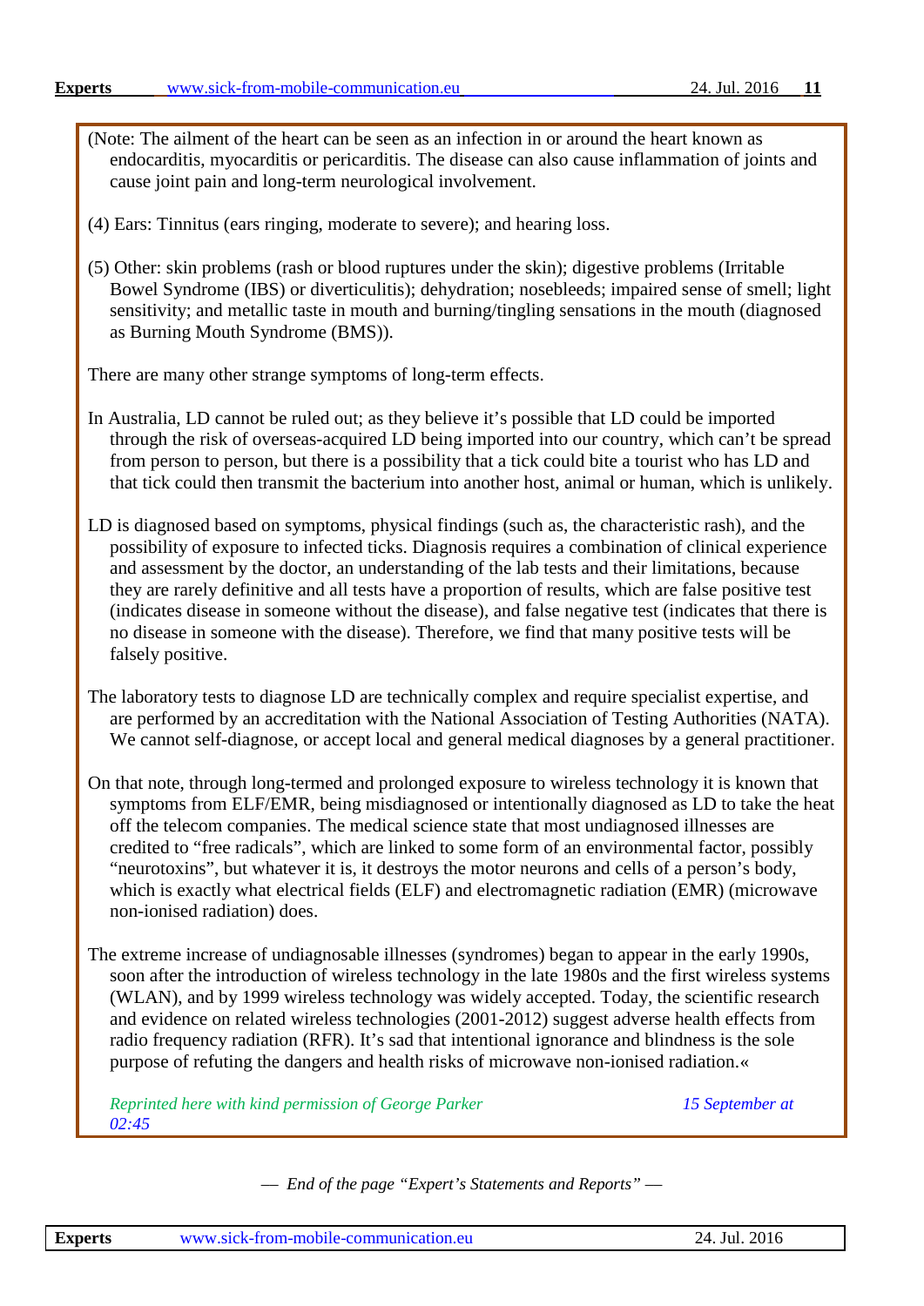(Note: The ailment of the heart can be seen as an infection in or around the heart known as endocarditis, myocarditis or pericarditis. The disease can also cause inflammation of joints and cause joint pain and long-term neurological involvement.

(4) Ears: Tinnitus (ears ringing, moderate to severe); and hearing loss.

(5) Other: skin problems (rash or blood ruptures under the skin); digestive problems (Irritable Bowel Syndrome (IBS) or diverticulitis); dehydration; nosebleeds; impaired sense of smell; light sensitivity; and metallic taste in mouth and burning/tingling sensations in the mouth (diagnosed as Burning Mouth Syndrome (BMS)).

There are many other strange symptoms of long-term effects.

In Australia, LD cannot be ruled out; as they believe it's possible that LD could be imported through the risk of overseas-acquired LD being imported into our country, which can't be spread from person to person, but there is a possibility that a tick could bite a tourist who has LD and that tick could then transmit the bacterium into another host, animal or human, which is unlikely.

LD is diagnosed based on symptoms, physical findings (such as, the characteristic rash), and the possibility of exposure to infected ticks. Diagnosis requires a combination of clinical experience and assessment by the doctor, an understanding of the lab tests and their limitations, because they are rarely definitive and all tests have a proportion of results, which are false positive test (indicates disease in someone without the disease), and false negative test (indicates that there is no disease in someone with the disease). Therefore, we find that many positive tests will be falsely positive.

The laboratory tests to diagnose LD are technically complex and require specialist expertise, and are performed by an accreditation with the National Association of Testing Authorities (NATA). We cannot self-diagnose, or accept local and general medical diagnoses by a general practitioner.

On that note, through long-termed and prolonged exposure to wireless technology it is known that symptoms from ELF/EMR, being misdiagnosed or intentionally diagnosed as LD to take the heat off the telecom companies. The medical science state that most undiagnosed illnesses are credited to "free radicals", which are linked to some form of an environmental factor, possibly "neurotoxins", but whatever it is, it destroys the motor neurons and cells of a person's body, which is exactly what electrical fields (ELF) and electromagnetic radiation (EMR) (microwave non-ionised radiation) does.

The extreme increase of undiagnosable illnesses (syndromes) began to appear in the early 1990s, soon after the introduction of wireless technology in the late 1980s and the first wireless systems (WLAN), and by 1999 wireless technology was widely accepted. Today, the scientific research and evidence on related wireless technologies (2001-2012) suggest adverse health effects from radio frequency radiation (RFR). It's sad that intentional ignorance and blindness is the sole purpose of refuting the dangers and health risks of microwave non-ionised radiation.«

*Reprinted here with kind permission of George Parker* *15 September at 02:45*

— *End of the page "Expert's Statements and Reports"* —